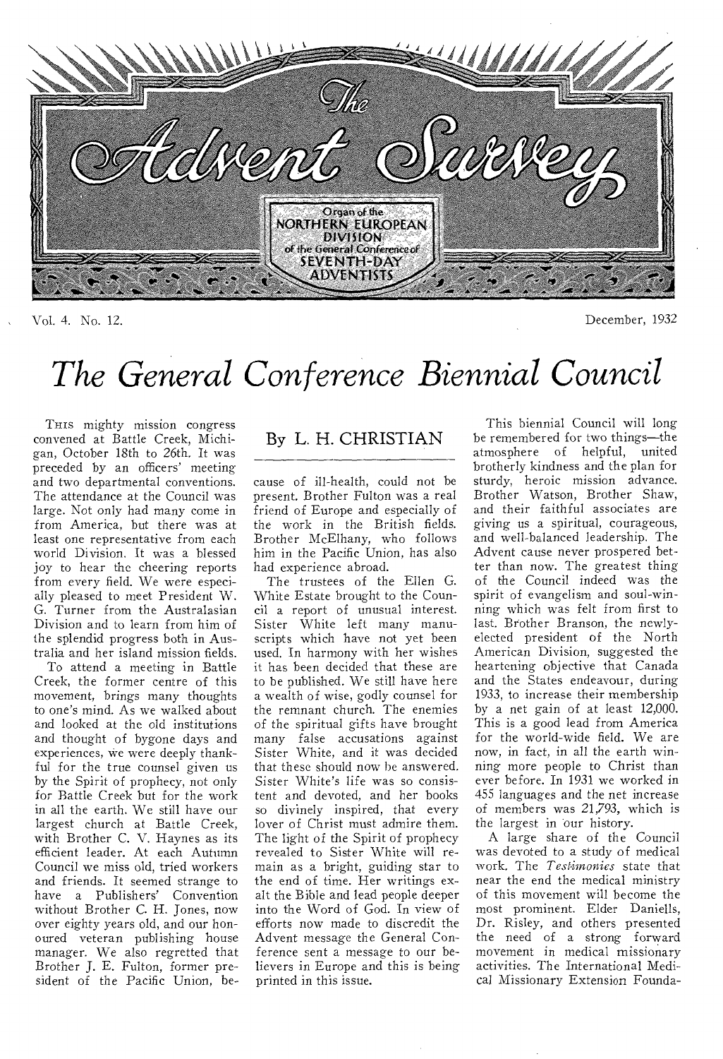# The Advent Survey

Organ of the NORTHERN EUROPEAN DIVISION of the General Conference of SEVENTH-DAY ADVENTISTS

Vol. 4. No. 12. December, 1932

# The General Conference Biennial Council

## By L. H. CHRISTIAN

THIS mighty mission congress convened at Battle Creek, Michigan, October 18th to 26th. It was preceded by an officers' meeting and two departmental conventions. The attendance at the Council was large. Not only had many come in from America, but there was at least one representative from each world Division. It was a blessed joy to hear the cheering reports from every field. We were especially pleased to meet President W. G. Turner from the Australasian Division and to learn from him of the splendid progress both in Australia and her island mission fields.

To attend a meeting in Battle Creek, the former centre of this movement, brings many thoughts to one's mind. As we walked about and looked at the old institutions and thought of bygone days and experiences, we were deeply thankful for the true counsel given us by the Spirit of prophecy, not only for Battle Creek but for the work in all the earth. We still have our largest church at Battle Creek, with Brother C. V. Haynes as its efficient leader. At each Autumn Council we miss old, tried workers and friends. It seemed strange to have a Publishers' Convention without Brother C. H. Jones, now over eighty years old, and our honoured veteran publishing house manager. We also regretted that Brother J. E. Fulton, former president of the Pacific Union, because of ill-health, could not be present. Brother Fulton was a real friend of Europe and especially of the work in the British fields. Brother McElhany, who follows him in the Pacific Union, has also had experience abroad.

The trustees of the Ellen G. White Estate brought to the Council a report of unusual interest. Sister White left many manuscripts which have not yet been used. In harmony with her wishes it has been decided that these are to be published. We still have here a wealth of wise, godly counsel for the remnant church. The enemies of the spiritual gifts have brought many false accusations against Sister White, and it was decided that these should now be answered. Sister White's life was so consistent and devoted, and her books so divinely inspired, that every lover of Christ must admire them. The light of the Spirit of prophecy revealed to Sister White will remain as a bright, guiding star to the end of time. Her writings exalt the Bible and lead people deeper into the Word of God. In view of efforts now made to discredit the Advent message the General Conference sent a message to our believers in Europe and this is being printed in this issue.

This biennial Council will long be remembered for two things—the atmosphere of helpful, united brotherly kindness and the plan for sturdy, heroic mission advance. Brother Watson, Brother Shaw, and their faithful associates are giving us a spiritual, courageous, and well-balanced leadership. The Advent cause never prospered better than now. The greatest thing of the Council indeed was the spirit of evangelism and soul-winning which was felt from first to last. Brother Branson, the newly-elected president of the North American Division, suggested the heartening objective that Canada and the States endeavour, during 1933, to increase their membership by a net gain of at least 12,000. This is a good lead from America for the world-wide field. We are now, in fact, in all the earth winning more people to Christ than ever before. In 1931 we worked in 455 languages and the net increase of members was 21,793, which is the largest in our history.

A large share of the Council was devoted to a study of medical work. The *Testimonies* state that near the end the medical ministry of this movement will become the most prominent. Elder Daniells, Dr. Risley, and others presented the need of a strong forward movement in medical missionary activities. The International Medical Missionary Extension Founda-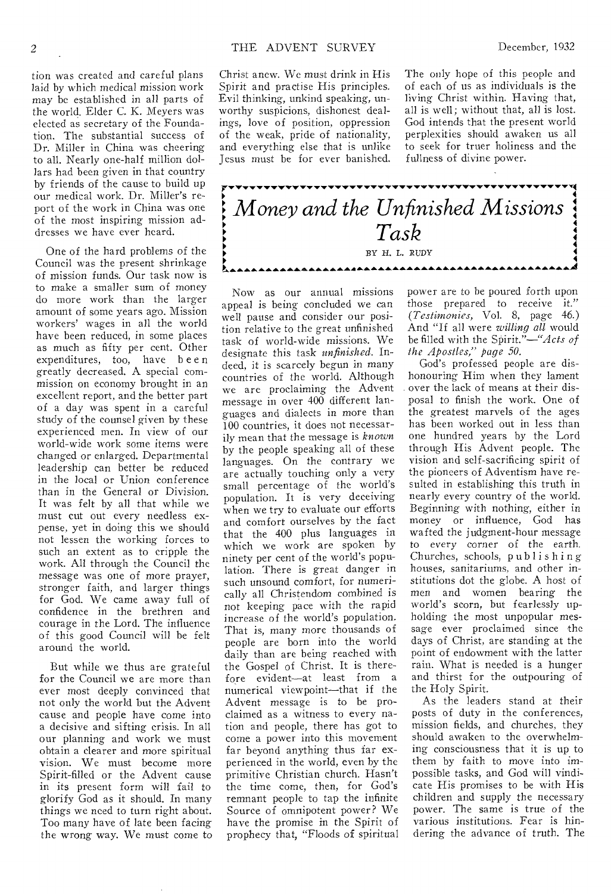tion was created and careful plans laid by which medical mission work may be established in all parts of the world. Elder C. K. Meyers was elected as secretary of the Foundation. The substantial success of Dr. Miller in China was cheering to all. Nearly one-half million dollars had been given in that country by friends of the cause to build up our medical work. Dr. Miller's report of the work in China was one of the most inspiring mission addresses we have ever heard.

One of the hard problems of the Council was the present shrinkage of mission funds. Our task now is to make a smaller sum of money do more work than the larger amount of some years ago. Mission workers' wages in all the world have been reduced, in some places as much as fifty per cent. Other expenditures, too, have been greatly decreased. A special commission on economy brought in an excellent report, and the better part of a day was spent in a careful study of the counsel given by these experienced men. In view of our world-wide work some items were changed or enlarged. Departmental leadership can better be reduced in the local or Union conference than in the General or Division. It was felt by all that while we must cut out every needless expense, yet in doing this we should not lessen the working forces to such an extent as to cripple the work. All through the Council the message was one of more prayer, stronger faith, and larger things for God. We came away full of confidence in the brethren and courage in the Lord. The influence of this good Council will be felt around the world.

But while we thus are grateful for the Council we are more than ever most deeply convinced that not only the world but the Advent cause and people have come into a decisive and sifting crisis. In all our planning and work we must obtain a clearer and more spiritual vision. We must become more Spirit-filled or the Advent cause in its present form will fail to glorify God as it should. In many things we need to turn right about. Too many have of late been facing the wrong way. We must come to Christ anew. We must drink in His Spirit and practise His principles. Evil thinking, unkind speaking, unworthy suspicions, dishonest dealings, love of position, oppression of the weak, pride of nationality, and everything else that is unlike Jesus must be for ever banished. The only hope of this people and of each of us as individuals is the living Christ within. Having that, all is well; without that, all is lost. God intends that the present world perplexities should awaken us all to seek for truer holiness and the fullness of divine power.

# *Money and the Unfinished Missions Task*

BY H. L. RUDY

Now as our annual missions appeal is being concluded we can well pause and consider our position relative to the great unfinished task of world-wide missions. We designate this task *unfinished*. Indeed, it is scarcely begun in many countries of the world. Although we are proclaiming the Advent message in over 400 different languages and dialects in more than 100 countries, it does not necessarily mean that the message is *known* by the people speaking all of these languages. On the contrary we are actually touching only a very small percentage of the world's population. It is very deceiving when we try to evaluate our efforts and comfort ourselves by the fact that the 400 plus languages in which we work are spoken by ninety per cent of the world's population. There is great danger in such unsound comfort, for numerically all Christendom combined is not keeping pace with the rapid increase of the world's population. That is, many more thousands of people are born into the world daily than are being reached with the Gospel of Christ. It is therefore evident—at least from a numerical viewpoint—that if the Advent message is to be proclaimed as a witness to every nation and people, there has got to come a power into this movement far beyond anything thus far experienced in the world, even by the primitive Christian church. Hasn't the time come, then, for God's remnant people to tap the infinite Source of omnipotent power? We have the promise in the Spirit of prophecy that, "Floods of spiritual power are to be poured forth upon those prepared to receive it." (*Testimonies,* Vol. 8, page 46.) And "If all were *willing all* would be filled with the Spirit."—*"Acts of the Apostles," page 50.*

God's professed people are dishonouring Him when they lament over the lack of means at their disposal to finish the work. One of the greatest marvels of the ages has been worked out in less than one hundred years by the Lord through His Advent people. The vision and self-sacrificing spirit of the pioneers of Adventism have resulted in establishing this truth in nearly every country of the world. Beginning with nothing, either in money or influence, God has wafted the judgment-hour message to every corner of the earth. Churches, schools, publishing houses, sanitariums, and other institutions dot the globe. A host of men and women bearing the world's scorn, but fearlessly upholding the most unpopular message ever proclaimed since the days of Christ, are standing at the point of endowment with the latter rain. What is needed is a hunger and thirst for the outpouring of the Holy Spirit.

As the leaders stand at their posts of duty in the conferences, mission fields, and churches, they should awaken to the overwhelming consciousness that it is up to them by faith to move into impossible tasks, and God will vindicate His promises to be with His children and supply the necessary power. The same is true of the various institutions. Fear is hindering the advance of truth. The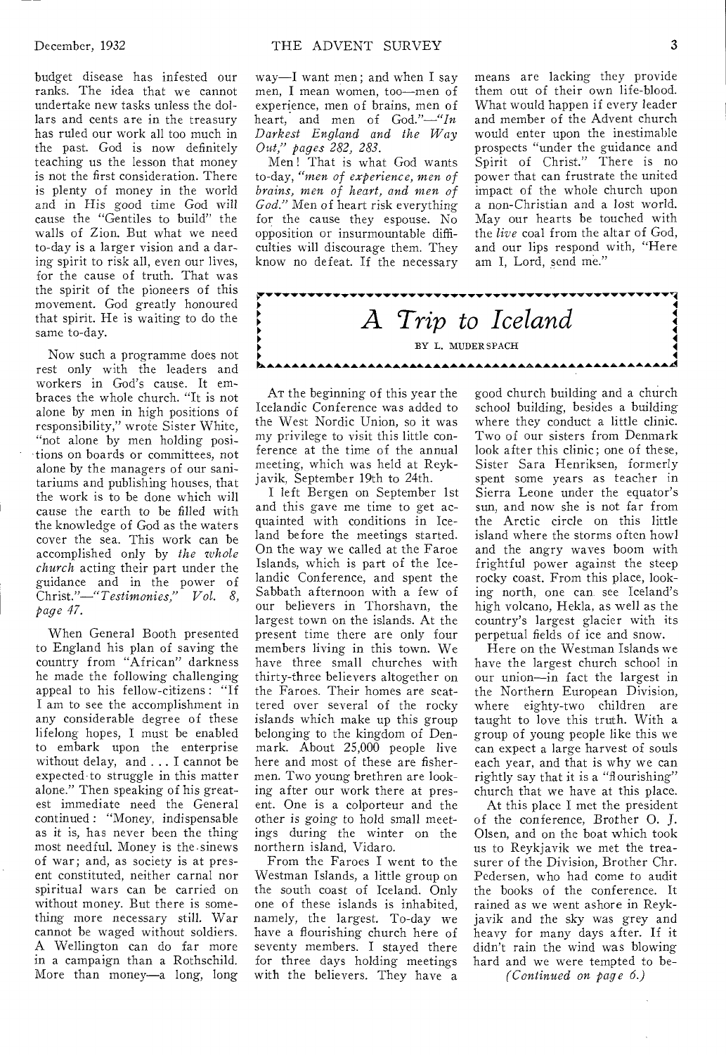budget disease has infested our ranks. The idea that we cannot undertake new tasks unless the dollars and cents are in the treasury has ruled our work all too much in the past. God is now definitely teaching us the lesson that money is not the first consideration. There is plenty of money in the world and in His good time God will cause the "Gentiles to build" the walls of Zion. But what we need to-day is a larger vision and a daring spirit to risk all, even our lives, for the cause of truth. That was the spirit of the pioneers of this movement. God greatly honoured that spirit. He is waiting to do the same to-day.

Now such a programme does not rest only with the leaders and workers in God's cause. It embraces the whole church. "It is not alone by men in high positions of responsibility," wrote Sister White, "not alone by men holding positions on boards or committees, not alone by the managers of our sanitariums and publishing houses, that the work is to be done which will cause the earth to be filled with the knowledge of God as the waters cover the sea. This work can be accomplished only by *the whole church* acting their part under the guidance and in the power of Christ."—*"Testimonies," Vol. 8, page 47.*

When General Booth presented to England his plan of saving the country from "African" darkness he made the following challenging appeal to his fellow-citizens: "If I am to see the accomplishment in any considerable degree of these lifelong hopes, I must be enabled to embark upon the enterprise without delay, and . . . I cannot be expected to struggle in this matter alone." Then speaking of his greatest immediate need the General continued: "Money, indispensable as it is, has never been the thing most needful. Money is the sinews of war; and, as society is at present constituted, neither carnal nor spiritual wars can be carried on without money. But there is something more necessary still. War cannot be waged without soldiers. A Wellington can do far more in a campaign than a Rothschild. More than money—a long, long way—I want men; and when I say men, I mean women, too—men of experience, men of brains, men of heart, and men of God."—*"In Darkest England and the Way Out," pages 282, 283.*

Men! That is what God wants to-day, *"men of experience, men of brains, men of heart, and men of God."* Men of heart risk everything for the cause they espouse. No opposition or insurmountable difficulties will discourage them. They know no defeat. If the necessary means are lacking they provide them out of their own life-blood. What would happen if every leader and member of the Advent church would enter upon the inestimable prospects "under the guidance and Spirit of Christ." There is no power that can frustrate the united impact of the whole church upon a non-Christian and a lost world. May our hearts be touched with the *live* coal from the altar of God, and our lips respond with, "Here am I, Lord, send me."

# A Trip to Iceland

BY L. MUDERSPACH

At the beginning of this year the Icelandic Conference was added to the West Nordic Union, so it was my privilege to visit this little conference at the time of the annual meeting, which was held at Reykjavik, September 19th to 24th.

I left Bergen on September 1st and this gave me time to get acquainted with conditions in Iceland before the meetings started. On the way we called at the Faroe Islands, which is part of the Icelandic Conference, and spent the Sabbath afternoon with a few of our believers in Thorshavn, the largest town on the islands. At the present time there are only four members living in this town. We have three small churches with thirty-three believers altogether on the Faroes. Their homes are scattered over several of the rocky islands which make up this group belonging to the kingdom of Denmark. About 25,000 people live here and most of these are fishermen. Two young brethren are looking after our work there at present. One is a colporteur and the other is going to hold small meetings during the winter on the northern island, Vidaro.

From the Faroes I went to the Westman Islands, a little group on the south coast of Iceland. Only one of these islands is inhabited, namely, the largest. To-day we have a flourishing church here of seventy members. I stayed there for three days holding meetings with the believers. They have a good church building and a church school building, besides a building where they conduct a little clinic. Two of our sisters from Denmark look after this clinic; one of these, Sister Sara Henriksen, formerly spent some years as teacher in Sierra Leone under the equator's sun, and now she is not far from the Arctic circle on this little island where the storms often howl and the angry waves boom with frightful power against the steep rocky coast. From this place, looking north, one can see Iceland's high volcano, Hekla, as well as the country's largest glacier with its perpetual fields of ice and snow.

Here on the Westman Islands we have the largest church school in our union—in fact the largest in the Northern European Division, where eighty-two children are taught to love this truth. With a group of young people like this we can expect a large harvest of souls each year, and that is why we can rightly say that it is a "flourishing" church that we have at this place.

At this place I met the president of the conference, Brother O. J. Olsen, and on the boat which took us to Reykjavik we met the treasurer of the Division, Brother Chr. Pedersen, who had come to audit the books of the conference. It rained as we went ashore in Reykjavik and the sky was grey and heavy for many days after. If it didn't rain the wind was blowing hard and we were tempted to be-

*(Continued on page 6.)*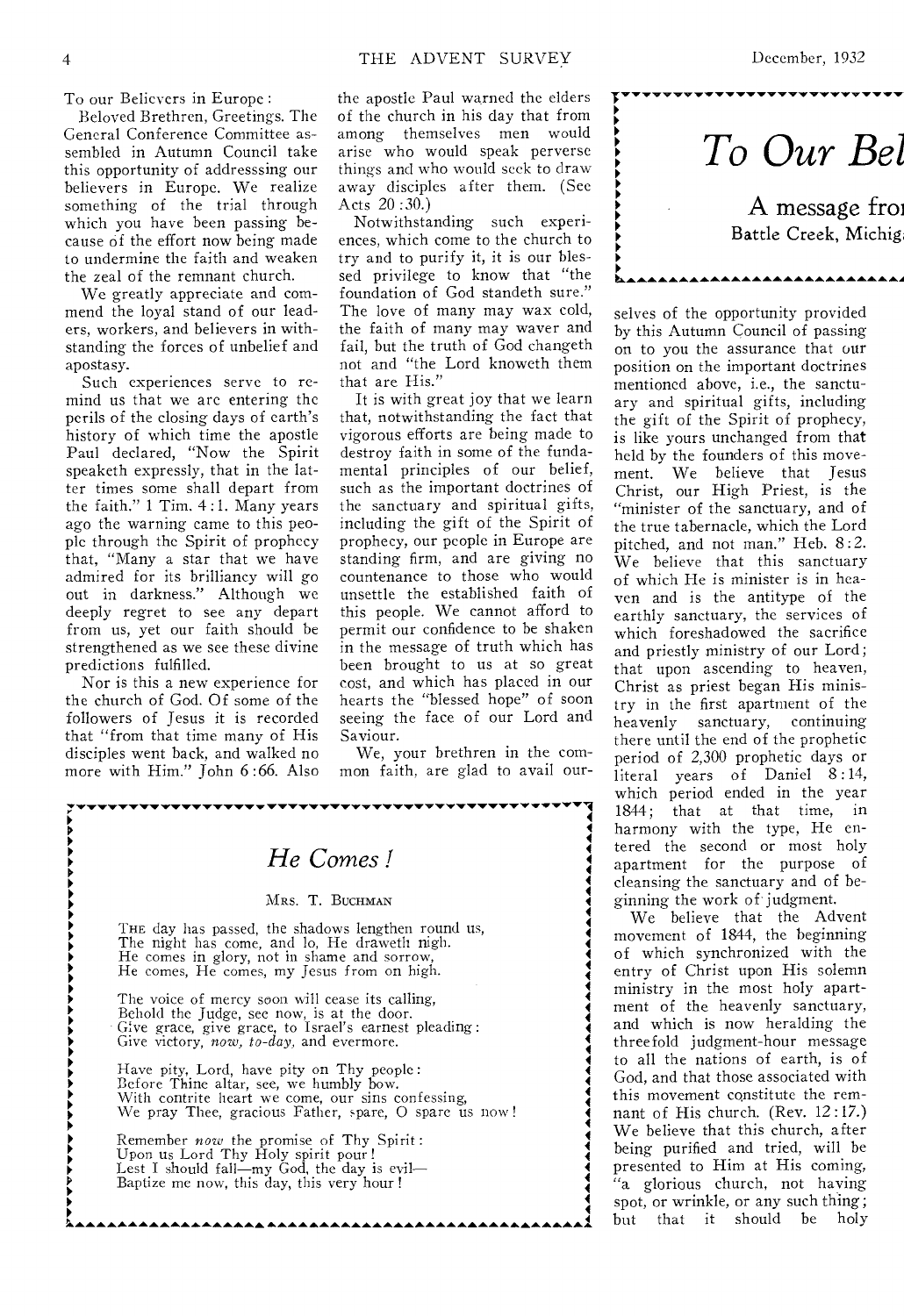# To Our Bel

A message fro

Battle Creek, Michig

To our Believers in Europe:

Beloved Brethren, Greetings. The General Conference Committee assembled in Autumn Council take this opportunity of addresssing our believers in Europe. We realize something of the trial through which you have been passing because of the effort now being made to undermine the faith and weaken the zeal of the remnant church.

We greatly appreciate and commend the loyal stand of our leaders, workers, and believers in withstanding the forces of unbelief and apostasy.

Such experiences serve to remind us that we are entering the perils of the closing days of earth's history of which time the apostle Paul declared, "Now the Spirit speaketh expressly, that in the latter times some shall depart from the faith." 1 Tim. 4:1. Many years ago the warning came to this people through the Spirit of prophecy that, "Many a star that we have admired for its brilliancy will go out in darkness." Although we deeply regret to see any depart from us, yet our faith should be strengthened as we see these divine predictions fulfilled.

Nor is this a new experience for the church of God. Of some of the followers of Jesus it is recorded that "from that time many of His disciples went back, and walked no more with Him." John 6:66. Also the apostle Paul warned the elders of the church in his day that from among themselves men would arise who would speak perverse things and who would seek to draw away disciples after them. (See Acts 20:30.)

Notwithstanding such experiences, which come to the church to try and to purify it, it is our blessed privilege to know that "the foundation of God standeth sure." The love of many may wax cold, the faith of many may waver and fail, but the truth of God changeth not and "the Lord knoweth them that are His."

It is with great joy that we learn that, notwithstanding the fact that vigorous efforts are being made to destroy faith in some of the fundamental principles of our belief, such as the important doctrines of the sanctuary and spiritual gifts, including the gift of the Spirit of prophecy, our people in Europe are standing firm, and are giving no countenance to those who would unsettle the established faith of this people. We cannot afford to permit our confidence to be shaken in the message of truth which has been brought to us at so great cost, and which has placed in our hearts the "blessed hope" of soon seeing the face of our Lord and Saviour.

We, your brethren in the common faith, are glad to avail ourselves of the opportunity provided by this Autumn Council of passing on to you the assurance that our position on the important doctrines mentioned above, i.e., the sanctuary and spiritual gifts, including the gift of the Spirit of prophecy, is like yours unchanged from that held by the founders of this movement. We believe that Jesus Christ, our High Priest, is the "minister of the sanctuary, and of the true tabernacle, which the Lord pitched, and not man." Heb. 8:2. We believe that this sanctuary of which He is minister is in heaven and is the antitype of the earthly sanctuary, the services of which foreshadowed the sacrifice and priestly ministry of our Lord; that upon ascending to heaven, Christ as priest began His ministry in the first apartment of the heavenly sanctuary, continuing there until the end of the prophetic period of 2,300 prophetic days or literal years of Daniel 8:14, which period ended in the year 1844; that at that time, in harmony with the type, He entered the second or most holy apartment for the purpose of cleansing the sanctuary and of beginning the work of judgment.

We believe that the Advent movement of 1844, the beginning of which synchronized with the entry of Christ upon His solemn ministry in the most holy apartment of the heavenly sanctuary, and which is now heralding the threefold judgment-hour message to all the nations of earth, is of God, and that those associated with this movement constitute the remnant of His church. (Rev. 12:17.) We believe that this church, after being purified and tried, will be presented to Him at His coming, "a glorious church, not having spot, or wrinkle, or any such thing; but that it should be holy

## *He Comes!*

Mrs. T. Buchman

The day has passed, the shadows lengthen round us,
The night has come, and lo, He draweth nigh.
He comes in glory, not in shame and sorrow,
He comes, He comes, my Jesus from on high.

The voice of mercy soon will cease its calling,
Behold the Judge, see now, is at the door.
Give grace, give grace, to Israel's earnest pleading:
Give victory, *now, to-day,* and evermore.

Have pity, Lord, have pity on Thy people:
Before Thine altar, see, we humbly bow.
With contrite heart we come, our sins confessing,
We pray Thee, gracious Father, spare, O spare us now!

Remember *now* the promise of Thy Spirit:
Upon us Lord Thy Holy spirit pour!
Lest I should fall—my God, the day is evil—
Baptize me now, this day, this very hour!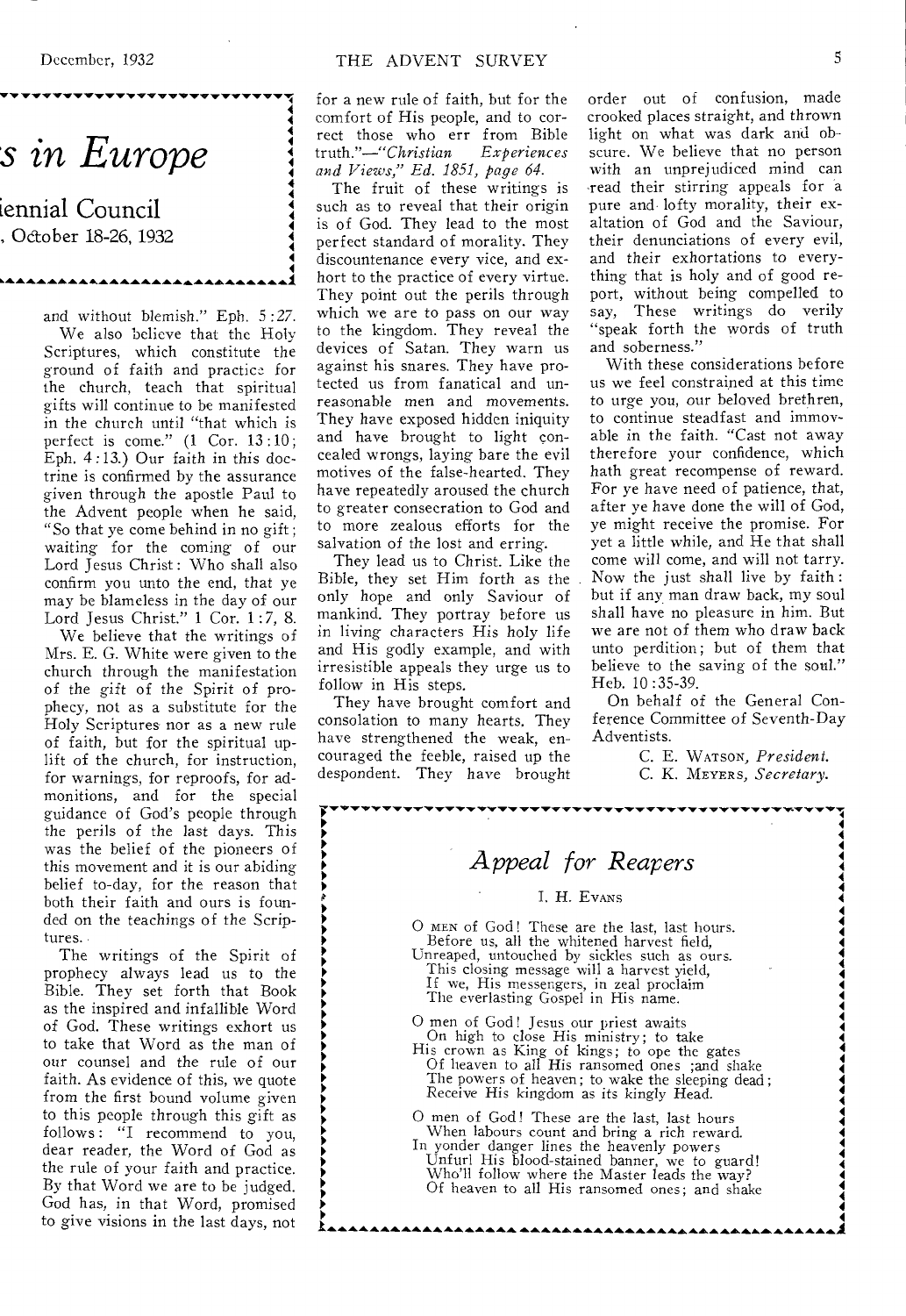# ...s in Europe

## ...iennial Council

## ..., October 18-26, 1932

and without blemish." Eph. 5:27.

We also believe that the Holy Scriptures, which constitute the ground of faith and practice for the church, teach that spiritual gifts will continue to be manifested in the church until "that which is perfect is come." (1 Cor. 13:10; Eph. 4:13.) Our faith in this doctrine is confirmed by the assurance given through the apostle Paul to the Advent people when he said, "So that ye come behind in no gift; waiting for the coming of our Lord Jesus Christ: Who shall also confirm you unto the end, that ye may be blameless in the day of our Lord Jesus Christ." 1 Cor. 1:7, 8.

We believe that the writings of Mrs. E. G. White were given to the church through the manifestation of the gift of the Spirit of prophecy, not as a substitute for the Holy Scriptures nor as a new rule of faith, but for the spiritual uplift of the church, for instruction, for warnings, for reproofs, for admonitions, and for the special guidance of God's people through the perils of the last days. This was the belief of the pioneers of this movement and it is our abiding belief to-day, for the reason that both their faith and ours is founded on the teachings of the Scriptures.

The writings of the Spirit of prophecy always lead us to the Bible. They set forth that Book as the inspired and infallible Word of God. These writings exhort us to take that Word as the man of our counsel and the rule of our faith. As evidence of this, we quote from the first bound volume given to this people through this gift as follows: "I recommend to you, dear reader, the Word of God as the rule of your faith and practice. By that Word we are to be judged. God has, in that Word, promised to give visions in the last days, not for a new rule of faith, but for the comfort of His people, and to correct those who err from Bible truth."—*"Christian Experiences and Views," Ed. 1851, page 64.*

The fruit of these writings is such as to reveal that their origin is of God. They lead to the most perfect standard of morality. They discountenance every vice, and exhort to the practice of every virtue. They point out the perils through which we are to pass on our way to the kingdom. They reveal the devices of Satan. They warn us against his snares. They have protected us from fanatical and unreasonable men and movements. They have exposed hidden iniquity and have brought to light concealed wrongs, laying bare the evil motives of the false-hearted. They have repeatedly aroused the church to greater consecration to God and to more zealous efforts for the salvation of the lost and erring.

They lead us to Christ. Like the Bible, they set Him forth as the only hope and only Saviour of mankind. They portray before us in living characters His holy life and His godly example, and with irresistible appeals they urge us to follow in His steps.

They have brought comfort and consolation to many hearts. They have strengthened the weak, encouraged the feeble, raised up the despondent. They have brought order out of confusion, made crooked places straight, and thrown light on what was dark and obscure. We believe that no person with an unprejudiced mind can read their stirring appeals for a pure and lofty morality, their exaltation of God and the Saviour, their denunciations of every evil, and their exhortations to everything that is holy and of good report, without being compelled to say, These writings do verily "speak forth the words of truth and soberness."

With these considerations before us we feel constrained at this time to urge you, our beloved brethren, to continue steadfast and immovable in the faith. "Cast not away therefore your confidence, which hath great recompense of reward. For ye have need of patience, that, after ye have done the will of God, ye might receive the promise. For yet a little while, and He that shall come will come, and will not tarry. Now the just shall live by faith: but if any man draw back, my soul shall have no pleasure in him. But we are not of them who draw back unto perdition; but of them that believe to the saving of the soul." Heb. 10:35-39.

On behalf of the General Conference Committee of Seventh-Day Adventists.

C. E. Watson, *President.*
C. K. Meyers, *Secretary.*

## *Appeal for Reapers*

I. H. Evans

O men of God! These are the last, last hours.
Before us, all the whitened harvest field,
Unreaped, untouched by sickles such as ours.
This closing message will a harvest yield,
If we, His messengers, in zeal proclaim
The everlasting Gospel in His name.

O men of God! Jesus our priest awaits
On high to close His ministry; to take
His crown as King of kings; to ope the gates
Of heaven to all His ransomed ones ;and shake
The powers of heaven; to wake the sleeping dead;
Receive His kingdom as its kingly Head.

O men of God! These are the last, last hours
When labours count and bring a rich reward.
In yonder danger lines the heavenly powers
Unfurl His blood-stained banner, we to guard!
Who'll follow where the Master leads the way?
Of heaven to all His ransomed ones; and shake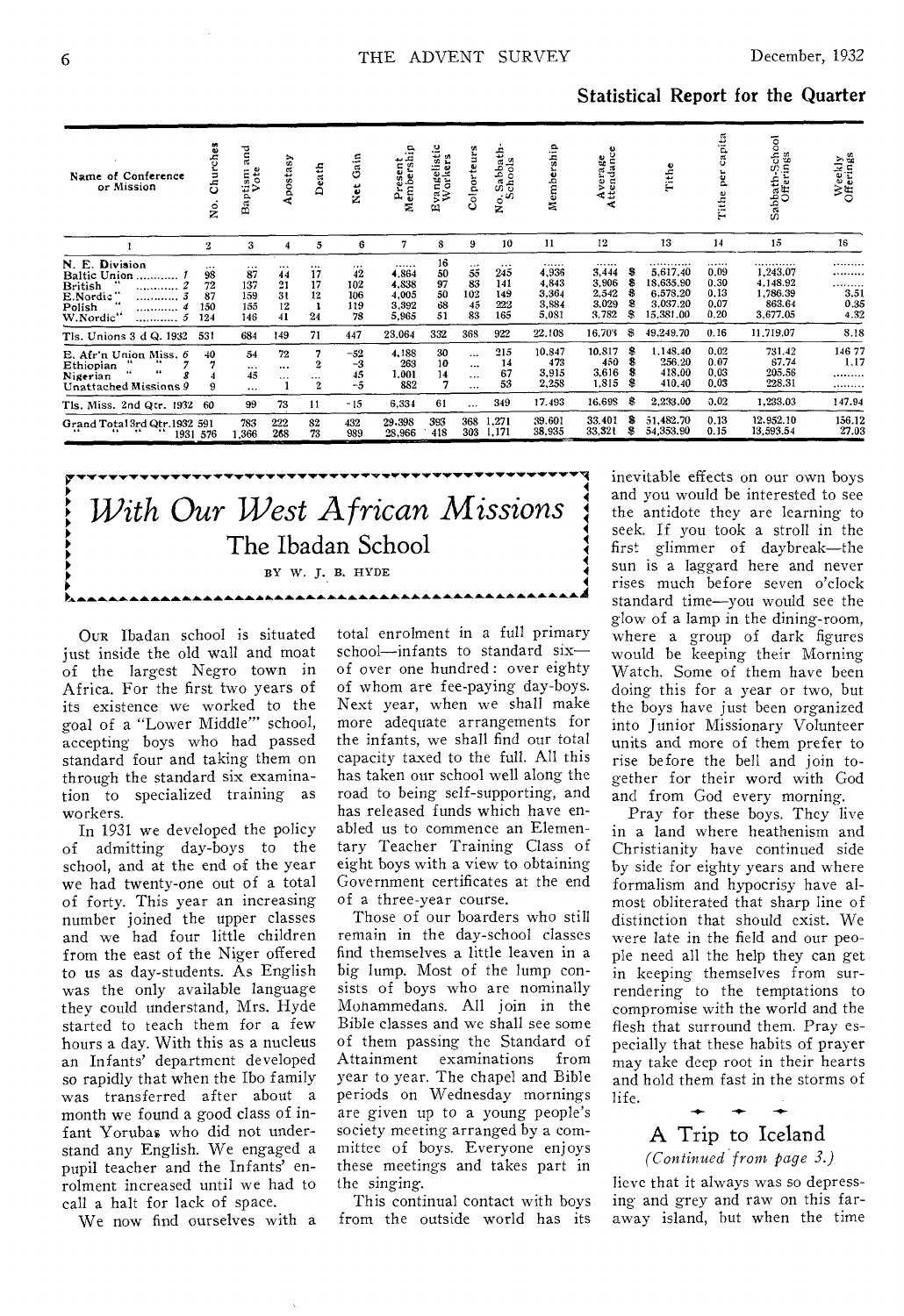## Statistical Report for the Quarter

| Name of Conference or Mission | No. Churches | Baptism and Vote | Apostasy | Death | Net Gain | Present Membership | Evangelistic Workers | Colporteurs | No. Sabbath-Schools | Membership | Average Attendance | Tithe | Tithe per capita | Sabbath-School Offerings | Weekly Offerings |
|---|---|---|---|---|---|---|---|---|---|---|---|---|---|---|---|
| 1 | 2 | 3 | 4 | 5 | 6 | 7 | 8 | 9 | 10 | 11 | 12 | 13 | 14 | 15 | 16 |
| N. E. Division | ... | ... | ... | ... | ... | ...... | 16 | ... | ... | ...... | ...... | ........... | ...... | ........... | ......... |
| Baltic Union ........... *1* | 98 | 87 | 44 | 17 | 42 | 4,864 | 50 | 55 | 245 | 4,936 | 3,444 | $ 5,617.40 | 0.09 | 1,243.07 | ......... |
| British " ........... *2* | 72 | 137 | 21 | 17 | 102 | 4,838 | 97 | 83 | 141 | 4,843 | 3,906 | $ 18,635.90 | 0.30 | 4,148.92 | ......... |
| E.Nordic " ........... *3* | 87 | 159 | 31 | 12 | 106 | 4,005 | 50 | 102 | 149 | 3,364 | 2,542 | $ 6,578.20 | 0.13 | 1,786.39 | 3.51 |
| Polish " ........... *4* | 150 | 155 | 12 | 1 | 119 | 3,392 | 68 | 45 | 222 | 3,884 | 3,029 | $ 3,037.20 | 0.07 | 863.64 | 0.35 |
| W.Nordic" ........... *5* | 124 | 146 | 41 | 24 | 78 | 5,965 | 51 | 83 | 165 | 5,081 | 3,782 | $ 15,381.00 | 0.20 | 3,677.05 | 4.32 |
| Tls. Unions 3 d Q. 1932 | 531 | 684 | 149 | 71 | 447 | 23,064 | 332 | 368 | 922 | 22,108 | 16,703 | $ 49,249.70 | 0.16 | 11,719.07 | 8.18 |
| E. Afr'n Union Miss. *6* | 40 | 54 | 72 | 7 | -52 | 4,188 | 30 | ... | 215 | 10,847 | 10,817 | $ 1,148.40 | 0.02 | 731.42 | 146 77 |
| Ethiopian " " *7* | 7 | ... | ... | 2 | -3 | 263 | 10 | ... | 14 | 473 | 450 | $ 256.20 | 0.07 | 67.74 | 1.17 |
| Nigerian " " *8* | 4 | 45 | ... | ... | 45 | 1,001 | 14 | ... | 67 | 3,915 | 3,616 | $ 418.00 | 0.03 | 205.56 | ......... |
| Unattached Missions *9* | 9 | ... | 1 | 2 | -5 | 882 | 7 | ... | 53 | 2,258 | 1,815 | $ 410.40 | 0.03 | 228.31 | ......... |
| Tls. Miss. 2nd Qtr. 1932 | 60 | 99 | 73 | 11 | -15 | 6,334 | 61 | ... | 349 | 17,493 | 16,698 | $ 2,233.00 | 0.02 | 1,233.03 | 147.94 |
| Grand Total 3rd Qtr.1932 | 591 | 783 | 222 | 82 | 432 | 29,398 | 393 | 368 | 1,271 | 39,601 | 33,401 | $ 51,482.70 | 0.13 | 12,952.10 | 156.12 |
| " " " " 1931 | 576 | 1,366 | 268 | 73 | 989 | 28,966 | 418 | 303 | 1,171 | 38,935 | 33,321 | $ 54,353.90 | 0.15 | 13,593.54 | 27.03 |

# *With Our West African Missions*

## The Ibadan School

BY W. J. B. HYDE

Our Ibadan school is situated just inside the old wall and moat of the largest Negro town in Africa. For the first two years of its existence we worked to the goal of a "Lower Middle" school, accepting boys who had passed standard four and taking them on through the standard six examination to specialized training as workers.

In 1931 we developed the policy of admitting day-boys to the school, and at the end of the year we had twenty-one out of a total of forty. This year an increasing number joined the upper classes and we had four little children from the east of the Niger offered to us as day-students. As English was the only available language they could understand, Mrs. Hyde started to teach them for a few hours a day. With this as a nucleus an Infants' department developed so rapidly that when the Ibo family was transferred after about a month we found a good class of infant Yorubas who did not understand any English. We engaged a pupil teacher and the Infants' enrolment increased until we had to call a halt for lack of space.

We now find ourselves with a total enrolment in a full primary school—infants to standard six—of over one hundred: over eighty of whom are fee-paying day-boys. Next year, when we shall make more adequate arrangements for the infants, we shall find our total capacity taxed to the full. All this has taken our school well along the road to being self-supporting, and has released funds which have enabled us to commence an Elementary Teacher Training Class of eight boys with a view to obtaining Government certificates at the end of a three-year course.

Those of our boarders who still remain in the day-school classes find themselves a little leaven in a big lump. Most of the lump consists of boys who are nominally Mohammedans. All join in the Bible classes and we shall see some of them passing the Standard of Attainment examinations from year to year. The chapel and Bible periods on Wednesday mornings are given up to a young people's society meeting arranged by a committee of boys. Everyone enjoys these meetings and takes part in the singing.

This continual contact with boys from the outside world has its inevitable effects on our own boys and you would be interested to see the antidote they are learning to seek. If you took a stroll in the first glimmer of daybreak—the sun is a laggard here and never rises much before seven o'clock standard time—you would see the glow of a lamp in the dining-room, where a group of dark figures would be keeping their Morning Watch. Some of them have been doing this for a year or two, but the boys have just been organized into Junior Missionary Volunteer units and more of them prefer to rise before the bell and join together for their word with God and from God every morning.

Pray for these boys. They live in a land where heathenism and Christianity have continued side by side for eighty years and where formalism and hypocrisy have almost obliterated that sharp line of distinction that should exist. We were late in the field and our people need all the help they can get in keeping themselves from surrendering to the temptations to compromise with the world and the flesh that surround them. Pray especially that these habits of prayer may take deep root in their hearts and hold them fast in the storms of life.

## A Trip to Iceland

*(Continued from page 3.)*

lieve that it always was so depressing and grey and raw on this faraway island, but when the time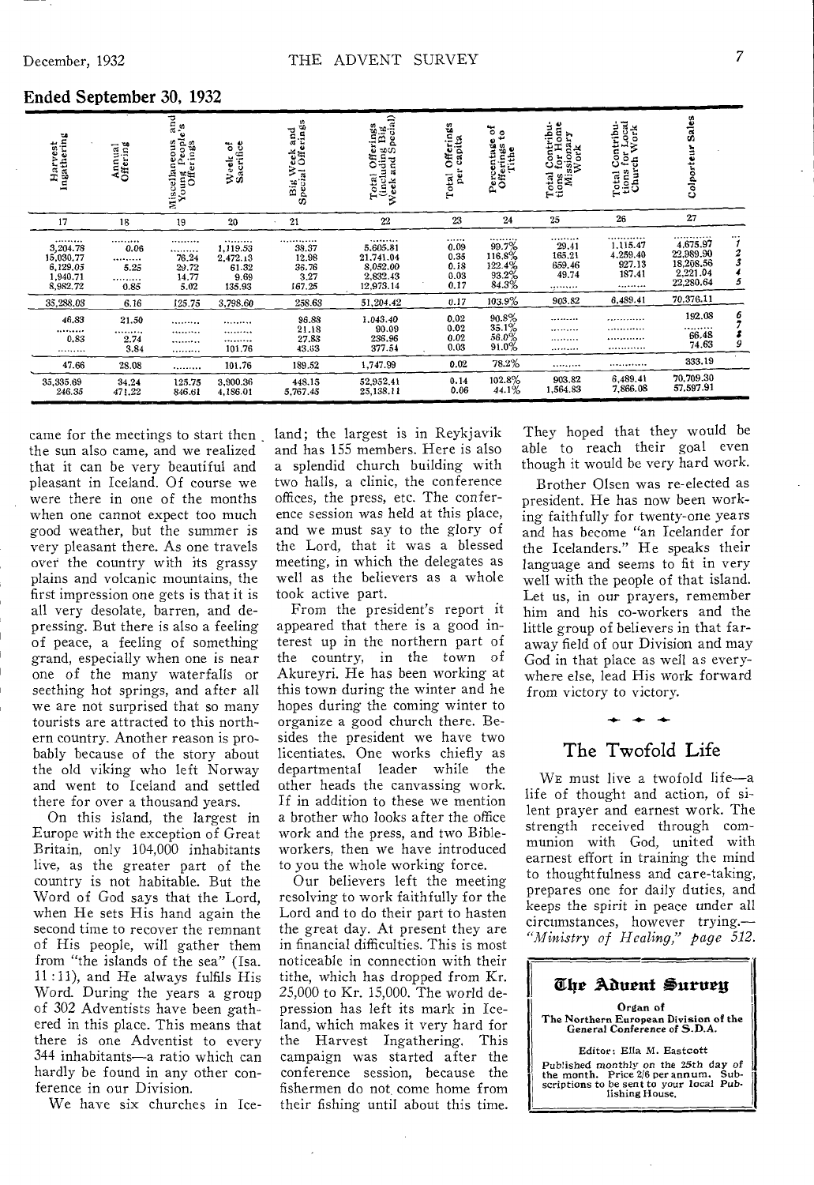## Ended September 30, 1932

| Harvest Ingathering | Annual Offering | Miscellaneous and Young People's Offerings | Week of Sacrifice | Big Week and Special Offerings | Total Offerings (including Big Week and Special) | Total Offerings per capita | Percentage of Offerings to Tithe | Total Contributions for Home Missionary Work | Total Contributions for Local Church Work | Colporteur Sales | |
|---|---|---|---|---|---|---|---|---|---|---|---|
| 17 | 18 | 19 | 20 | 21 | 22 | 23 | 24 | 25 | 26 | 27 | |
| ......... | ......... | ......... | ......... | ......... | ......... | ...... | ......... | ......... | ......... | ......... | |
| 3,204.78 | 0.06 | ......... | 1,119.53 | 38.37 | 5,605.81 | 0.09 | 99.7% | 29.41 | 1,115.47 | 4,675.97 | 1 |
| 15,030.77 | ......... | 76.24 | 2,472.13 | 12.98 | 21,741.04 | 0.35 | 116.8% | 165.21 | 4,259.40 | 22,989.90 | 2 |
| 6,129.05 | 5.25 | 29.72 | 61.32 | 36.76 | 8,052.00 | 0.18 | 122.4% | 659.46 | 927.13 | 18,208.56 | 3 |
| 1,940.71 | ......... | 14.77 | 9.69 | 3.27 | 2,832.43 | 0.03 | 93.2% | 49.74 | 187.41 | 2,221.04 | 4 |
| 8,982.72 | 0.85 | 5.02 | 135.93 | 167.25 | 12,973.14 | 0.17 | 84.3% | ......... | ......... | 22,280.64 | 5 |
| 35,288.03 | 6.16 | 125.75 | 3,798.60 | 258.63 | 51,204.42 | 0.17 | 103.9% | 903.82 | 6,489.41 | 70,376.11 | |
| 46.83 | 21.50 | ......... | ......... | 96.88 | 1,043.40 | 0.02 | 90.8% | ......... | ......... | 192.08 | 6 |
| ......... | ......... | ......... | ......... | 21.18 | 90.09 | 0.02 | 35.1% | ......... | ......... | ......... | 7 |
| 0.83 | 2.74 | ......... | ......... | 27.83 | 236.96 | 0.02 | 56.0% | ......... | ......... | 66.48 | 8 |
| ......... | 3.84 | ......... | 101.76 | 43.63 | 377.54 | 0.03 | 91.0% | ......... | ......... | 74.63 | 9 |
| 47.66 | 28.08 | ......... | 101.76 | 189.52 | 1,747.99 | 0.02 | 78.2% | ......... | ......... | 333.19 | |
| 35,335.69 | 34.24 | 125.75 | 3,900.36 | 448.15 | 52,952.41 | 0.14 | 102.8% | 903.82 | 6,489.41 | 70,709.30 | |
| 246.35 | 471.22 | 846.61 | 4,186.01 | 5,767.45 | 25,138.11 | 0.06 | 44.1% | 1,564.83 | 7,866.08 | 57,597.91 | |

came for the meetings to start then the sun also came, and we realized that it can be very beautiful and pleasant in Iceland. Of course we were there in one of the months when one cannot expect too much good weather, but the summer is very pleasant there. As one travels over the country with its grassy plains and volcanic mountains, the first impression one gets is that it is all very desolate, barren, and depressing. But there is also a feeling of peace, a feeling of something grand, especially when one is near one of the many waterfalls or seething hot springs, and after all we are not surprised that so many tourists are attracted to this northern country. Another reason is probably because of the story about the old viking who left Norway and went to Iceland and settled there for over a thousand years.

On this island, the largest in Europe with the exception of Great Britain, only 104,000 inhabitants live, as the greater part of the country is not habitable. But the Word of God says that the Lord, when He sets His hand again the second time to recover the remnant of His people, will gather them from "the islands of the sea" (Isa. 11:11), and He always fulfils His Word. During the years a group of 302 Adventists have been gathered in this place. This means that there is one Adventist to every 344 inhabitants—a ratio which can hardly be found in any other conference in our Division.

We have six churches in Iceland; the largest is in Reykjavik and has 155 members. Here is also a splendid church building with two halls, a clinic, the conference offices, the press, etc. The conference session was held at this place, and we must say to the glory of the Lord, that it was a blessed meeting, in which the delegates as well as the believers as a whole took active part.

From the president's report it appeared that there is a good interest up in the northern part of the country, in the town of Akureyri. He has been working at this town during the winter and he hopes during the coming winter to organize a good church there. Besides the president we have two licentiates. One works chiefly as departmental leader while the other heads the canvassing work. If in addition to these we mention a brother who looks after the office work and the press, and two Bible-workers, then we have introduced to you the whole working force.

Our believers left the meeting resolving to work faithfully for the Lord and to do their part to hasten the great day. At present they are in financial difficulties. This is most noticeable in connection with their tithe, which has dropped from Kr. 25,000 to Kr. 15,000. The world depression has left its mark in Iceland, which makes it very hard for the Harvest Ingathering. This campaign was started after the conference session, because the fishermen do not come home from their fishing until about this time. They hoped that they would be able to reach their goal even though it would be very hard work.

Brother Olsen was re-elected as president. He has now been working faithfully for twenty-one years and has become "an Icelander for the Icelanders." He speaks their language and seems to fit in very well with the people of that island. Let us, in our prayers, remember him and his co-workers and the little group of believers in that faraway field of our Division and may God in that place as well as everywhere else, lead His work forward from victory to victory.

## The Twofold Life

We must live a twofold life—a life of thought and action, of silent prayer and earnest work. The strength received through communion with God, united with earnest effort in training the mind to thoughtfulness and care-taking, prepares one for daily duties, and keeps the spirit in peace under all circumstances, however trying.—*"Ministry of Healing," page 512.*

---

**The Advent Survey**

Organ of
The Northern European Division of the General Conference of S.D.A.

Editor: Ella M. Eastcott

Published monthly on the 25th day of the month. Price 2/6 per annum. Subscriptions to be sent to your local Publishing House.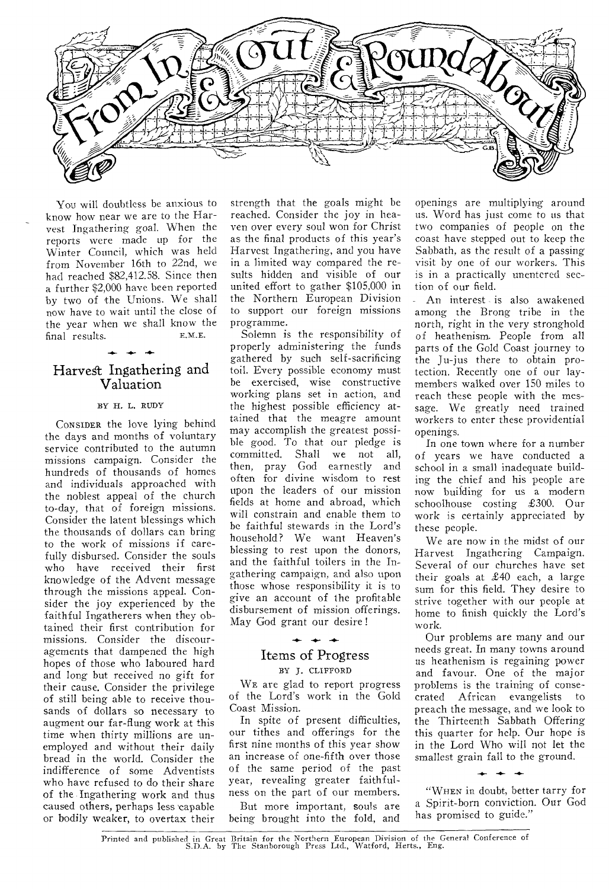# From In & Out & Round About

You will doubtless be anxious to know how near we are to the Harvest Ingathering goal. When the reports were made up for the Winter Council, which was held from November 16th to 22nd, we had reached $82,412.58. Since then a further $2,000 have been reported by two of the Unions. We shall now have to wait until the close of the year when we shall know the final results. E.M.E.

## Harvest Ingathering and Valuation

BY H. L. RUDY

CONSIDER the love lying behind the days and months of voluntary service contributed to the autumn missions campaign. Consider the hundreds of thousands of homes and individuals approached with the noblest appeal of the church to-day, that of foreign missions. Consider the latent blessings which the thousands of dollars can bring to the work of missions if carefully disbursed. Consider the souls who have received their first knowledge of the Advent message through the missions appeal. Consider the joy experienced by the faithful Ingatherers when they obtained their first contribution for missions. Consider the discouragements that dampened the high hopes of those who laboured hard and long but received no gift for their cause. Consider the privilege of still being able to receive thousands of dollars so necessary to augment our far-flung work at this time when thirty millions are unemployed and without their daily bread in the world. Consider the indifference of some Adventists who have refused to do their share of the Ingathering work and thus caused others, perhaps less capable or bodily weaker, to overtax their strength that the goals might be reached. Consider the joy in heaven over every soul won for Christ as the final products of this year's Harvest Ingathering, and you have in a limited way compared the results hidden and visible of our united effort to gather $105,000 in the Northern European Division to support our foreign missions programme.

Solemn is the responsibility of properly administering the funds gathered by such self-sacrificing toil. Every possible economy must be exercised, wise constructive working plans set in action, and the highest possible efficiency attained that the meagre amount may accomplish the greatest possible good. To that our pledge is committed. Shall we not all, then, pray God earnestly and often for divine wisdom to rest upon the leaders of our mission fields at home and abroad, which will constrain and enable them to be faithful stewards in the Lord's household? We want Heaven's blessing to rest upon the donors, and the faithful toilers in the Ingathering campaign, and also upon those whose responsibility it is to give an account of the profitable disbursement of mission offerings. May God grant our desire!

## Items of Progress

BY J. CLIFFORD

WE are glad to report progress of the Lord's work in the Gold Coast Mission.

In spite of present difficulties, our tithes and offerings for the first nine months of this year show an increase of one-fifth over those of the same period of the past year, revealing greater faithfulness on the part of our members.

But more important, souls are being brought into the fold, and openings are multiplying around us. Word has just come to us that two companies of people on the coast have stepped out to keep the Sabbath, as the result of a passing visit by one of our workers. This is in a practically unentered section of our field.

An interest is also awakened among the Brong tribe in the north, right in the very stronghold of heathenism. People from all parts of the Gold Coast journey to the Ju-jus there to obtain protection. Recently one of our laymembers walked over 150 miles to reach these people with the message. We greatly need trained workers to enter these providential openings.

In one town where for a number of years we have conducted a school in a small inadequate building the chief and his people are now building for us a modern schoolhouse costing £300. Our work is certainly appreciated by these people.

We are now in the midst of our Harvest Ingathering Campaign. Several of our churches have set their goals at £40 each, a large sum for this field. They desire to strive together with our people at home to finish quickly the Lord's work.

Our problems are many and our needs great. In many towns around us heathenism is regaining power and favour. One of the major problems is the training of consecrated African evangelists to preach the message, and we look to the Thirteenth Sabbath Offering this quarter for help. Our hope is in the Lord Who will not let the smallest grain fall to the ground.

"WHEN in doubt, better tarry for a Spirit-born conviction. Our God has promised to guide."

Printed and published in Great Britain for the Northern European Division of the General Conference of S.D.A. by The Stanborough Press Ltd., Watford, Herts., Eng.